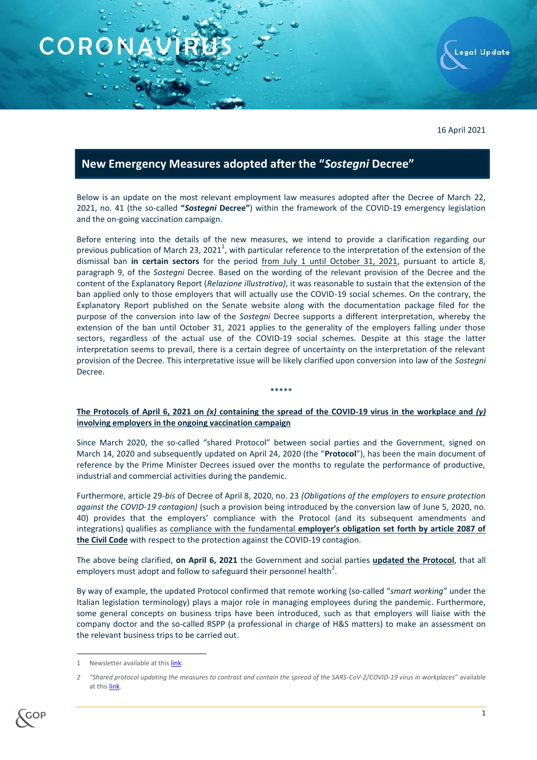CORONAVIRUS

Legal Update

16 April 2021

# New Emergency Measures adopted after the "*Sostegni* Decree"

Below is an update on the most relevant employment law measures adopted after the Decree of March 22, 2021, no. 41 (the so-called **"*Sostegni* Decree"**) within the framework of the COVID-19 emergency legislation and the on-going vaccination campaign.

Before entering into the details of the new measures, we intend to provide a clarification regarding our previous publication of March 23, 2021[1], with particular reference to the interpretation of the extension of the dismissal ban **in certain sectors** for the period from July 1 until October 31, 2021, pursuant to article 8, paragraph 9, of the *Sostegni* Decree. Based on the wording of the relevant provision of the Decree and the content of the Explanatory Report (*Relazione illustrativa)*, it was reasonable to sustain that the extension of the ban applied only to those employers that will actually use the COVID-19 social schemes. On the contrary, the Explanatory Report published on the Senate website along with the documentation package filed for the purpose of the conversion into law of the *Sostegni* Decree supports a different interpretation, whereby the extension of the ban until October 31, 2021 applies to the generality of the employers falling under those sectors, regardless of the actual use of the COVID-19 social schemes. Despite at this stage the latter interpretation seems to prevail, there is a certain degree of uncertainty on the interpretation of the relevant provision of the Decree. This interpretative issue will be likely clarified upon conversion into law of the *Sostegni* Decree.

*****

## The Protocols of April 6, 2021 on *(x)* containing the spread of the COVID-19 virus in the workplace and *(y)* involving employers in the ongoing vaccination campaign

Since March 2020, the so-called "shared Protocol" between social parties and the Government, signed on March 14, 2020 and subsequently updated on April 24, 2020 (the "**Protocol**"), has been the main document of reference by the Prime Minister Decrees issued over the months to regulate the performance of productive, industrial and commercial activities during the pandemic.

Furthermore, article 29-*bis* of Decree of April 8, 2020, no. 23 *(Obligations of the employers to ensure protection against the COVID-19 contagion)* (such a provision being introduced by the conversion law of June 5, 2020, no. 40) provides that the employers' compliance with the Protocol (and its subsequent amendments and integrations) qualifies as compliance with the fundamental **employer's obligation set forth by article 2087 of the Civil Code** with respect to the protection against the COVID-19 contagion.

The above being clarified, **on April 6, 2021** the Government and social parties **updated the Protocol**, that all employers must adopt and follow to safeguard their personnel health[2].

By way of example, the updated Protocol confirmed that remote working (so-called "*smart working*" under the Italian legislation terminology) plays a major role in managing employees during the pandemic. Furthermore, some general concepts on business trips have been introduced, such as that employers will liaise with the company doctor and the so-called RSPP (a professional in charge of H&S matters) to make an assessment on the relevant business trips to be carried out.

---

1 Newsletter available at this link.

2 *"Shared protocol updating the measures to contrast and contain the spread of the SARS-CoV-2/COVID-19 virus in workplaces*" available at this link.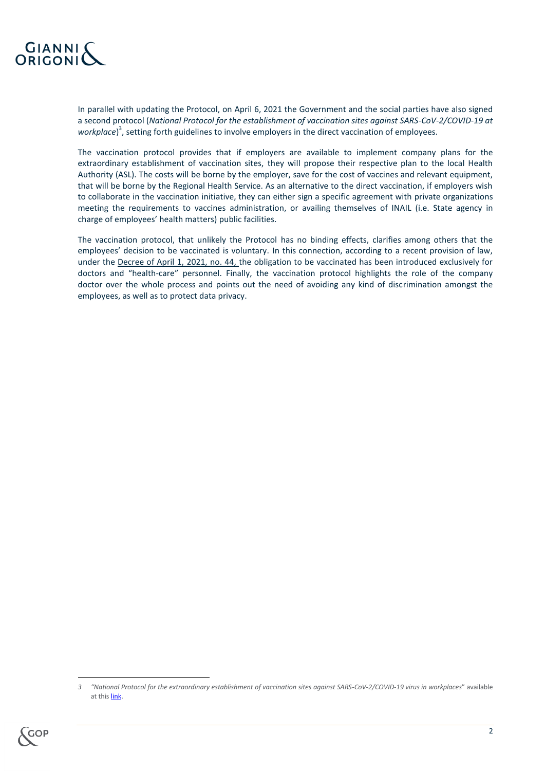In parallel with updating the Protocol, on April 6, 2021 the Government and the social parties have also signed a second protocol (*National Protocol for the establishment of vaccination sites against SARS-CoV-2/COVID-19 at workplace*)[3], setting forth guidelines to involve employers in the direct vaccination of employees.

The vaccination protocol provides that if employers are available to implement company plans for the extraordinary establishment of vaccination sites, they will propose their respective plan to the local Health Authority (ASL). The costs will be borne by the employer, save for the cost of vaccines and relevant equipment, that will be borne by the Regional Health Service. As an alternative to the direct vaccination, if employers wish to collaborate in the vaccination initiative, they can either sign a specific agreement with private organizations meeting the requirements to vaccines administration, or availing themselves of INAIL (i.e. State agency in charge of employees' health matters) public facilities.

The vaccination protocol, that unlikely the Protocol has no binding effects, clarifies among others that the employees' decision to be vaccinated is voluntary. In this connection, according to a recent provision of law, under the Decree of April 1, 2021, no. 44, the obligation to be vaccinated has been introduced exclusively for doctors and "health-care" personnel. Finally, the vaccination protocol highlights the role of the company doctor over the whole process and points out the need of avoiding any kind of discrimination amongst the employees, as well as to protect data privacy.

---

3 *"National Protocol for the extraordinary establishment of vaccination sites against SARS-CoV-2/COVID-19 virus in workplaces"* available at this link.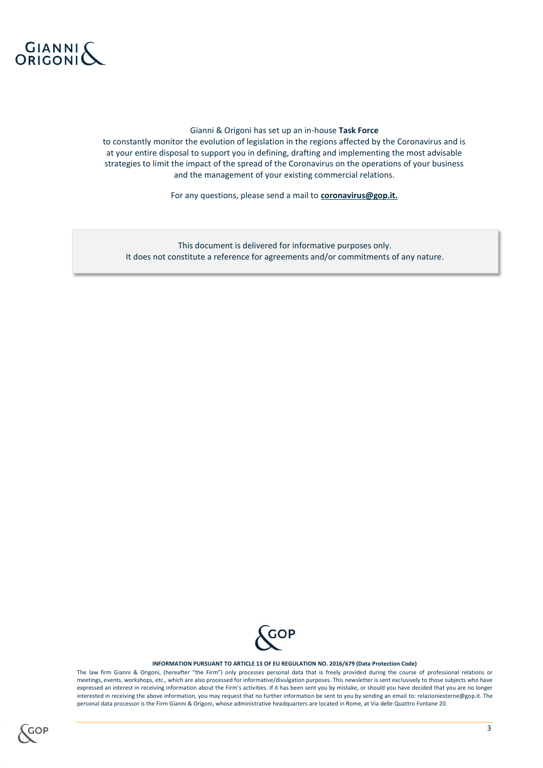Gianni & Origoni has set up an in-house **Task Force** to constantly monitor the evolution of legislation in the regions affected by the Coronavirus and is at your entire disposal to support you in defining, drafting and implementing the most advisable strategies to limit the impact of the spread of the Coronavirus on the operations of your business and the management of your existing commercial relations.

For any questions, please send a mail to **coronavirus@gop.it.**

This document is delivered for informative purposes only.
It does not constitute a reference for agreements and/or commitments of any nature.

**INFORMATION PURSUANT TO ARTICLE 13 OF EU REGULATION NO. 2016/679 (Data Protection Code)**

The law firm Gianni & Origoni, (hereafter "the Firm") only processes personal data that is freely provided during the course of professional relations or meetings, events, workshops, etc., which are also processed for informative/divulgation purposes. This newsletter is sent exclusively to those subjects who have expressed an interest in receiving information about the Firm's activities. If it has been sent you by mistake, or should you have decided that you are no longer interested in receiving the above information, you may request that no further information be sent to you by sending an email to: relazioniesterne@gop.it. The personal data processor is the Firm Gianni & Origoni, whose administrative headquarters are located in Rome, at Via delle Quattro Fontane 20.